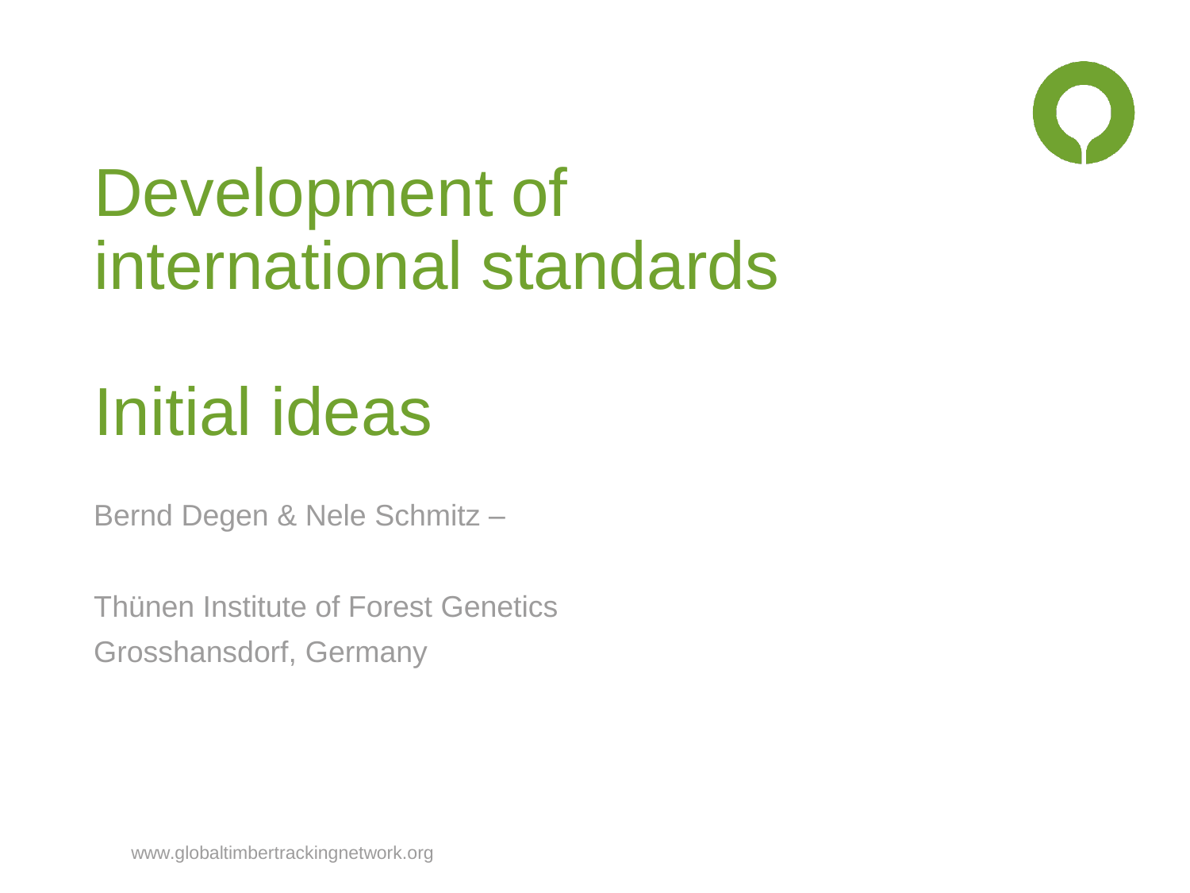# Development of international standards

# Initial ideas

Bernd Degen & Nele Schmitz –

Thünen Institute of Forest Genetics
Grosshansdorf, Germany

www.globaltimbertrackingnetwork.org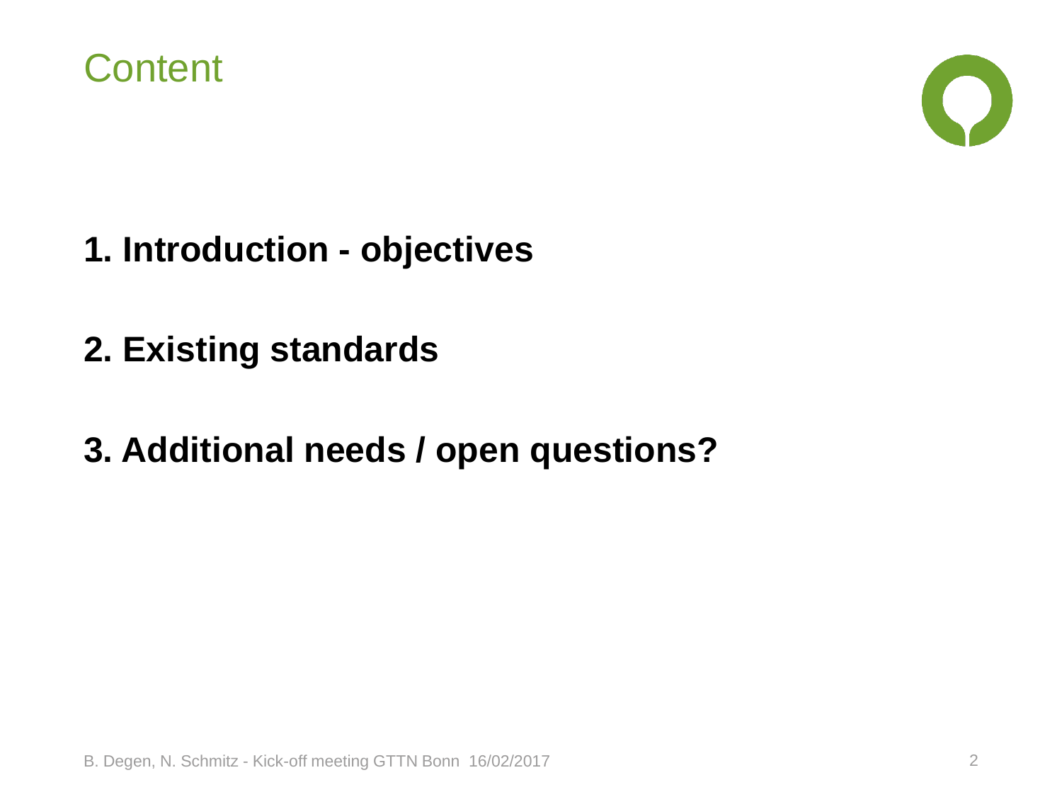# Content

**1. Introduction - objectives**

**2. Existing standards**

**3. Additional needs / open questions?**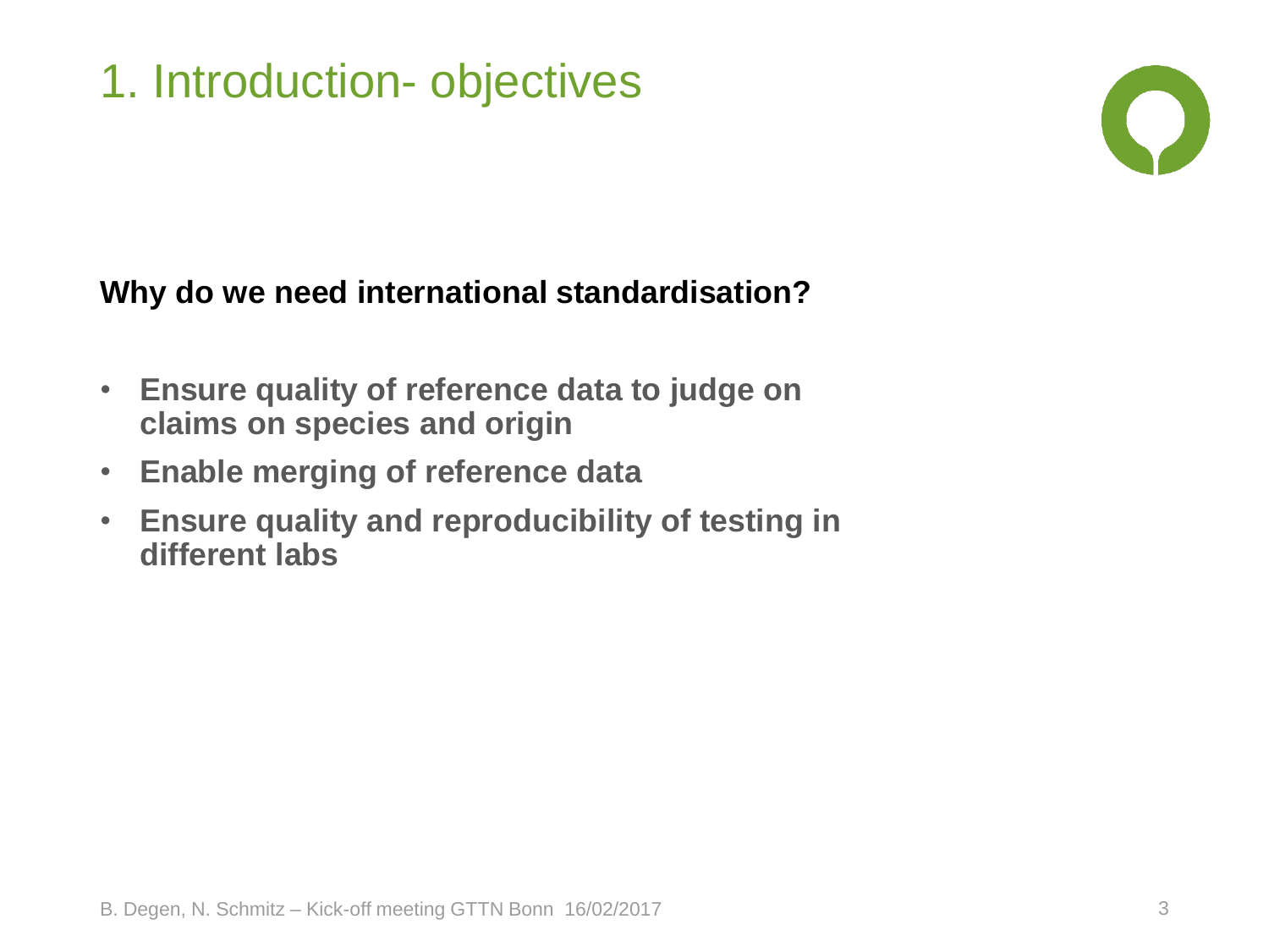# 1. Introduction- objectives

**Why do we need international standardisation?**

- **Ensure quality of reference data to judge on claims on species and origin**
- **Enable merging of reference data**
- **Ensure quality and reproducibility of testing in different labs**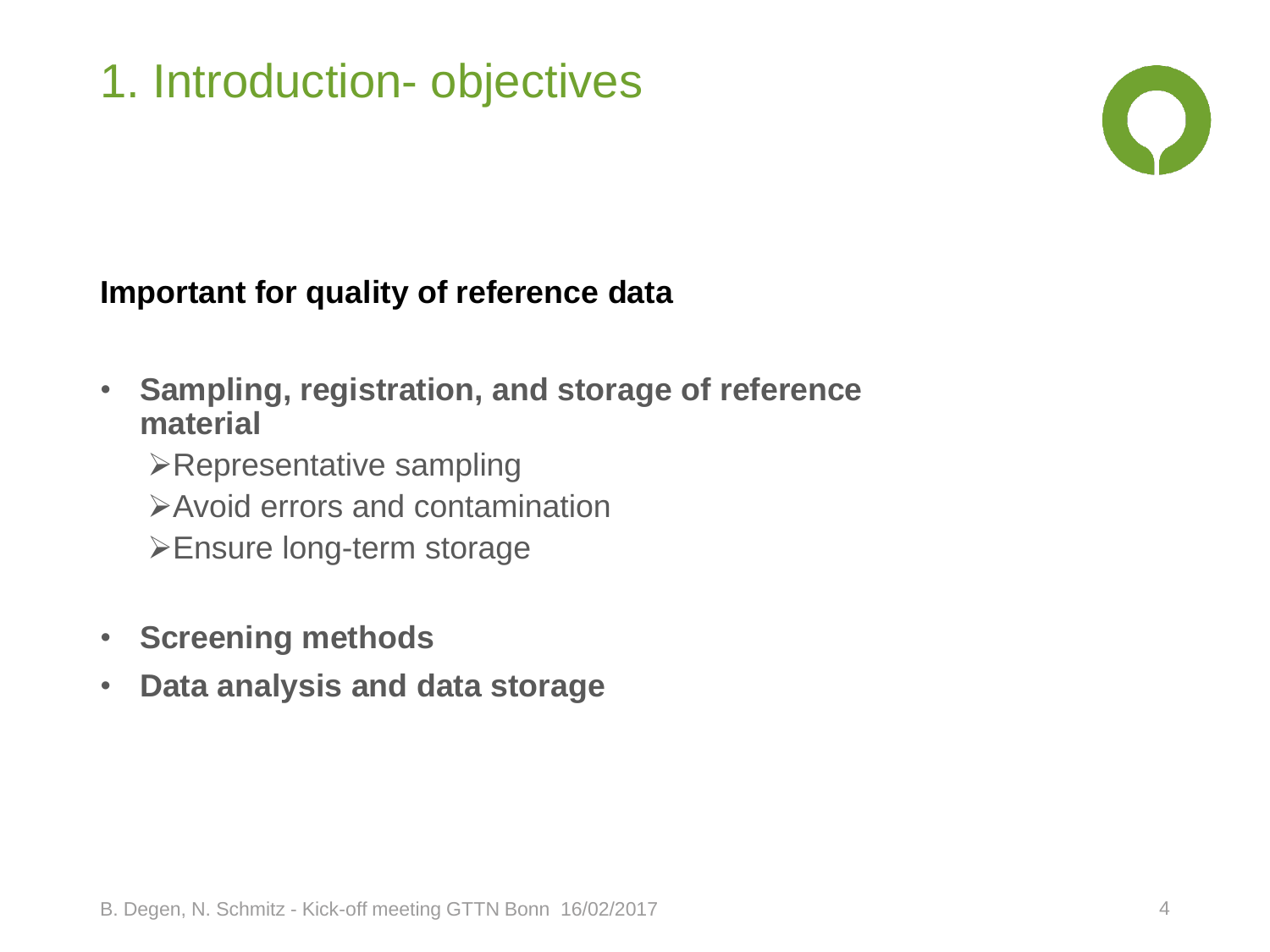# 1. Introduction- objectives

**Important for quality of reference data**

- **Sampling, registration, and storage of reference material**
  - Representative sampling
  - Avoid errors and contamination
  - Ensure long-term storage
- **Screening methods**
- **Data analysis and data storage**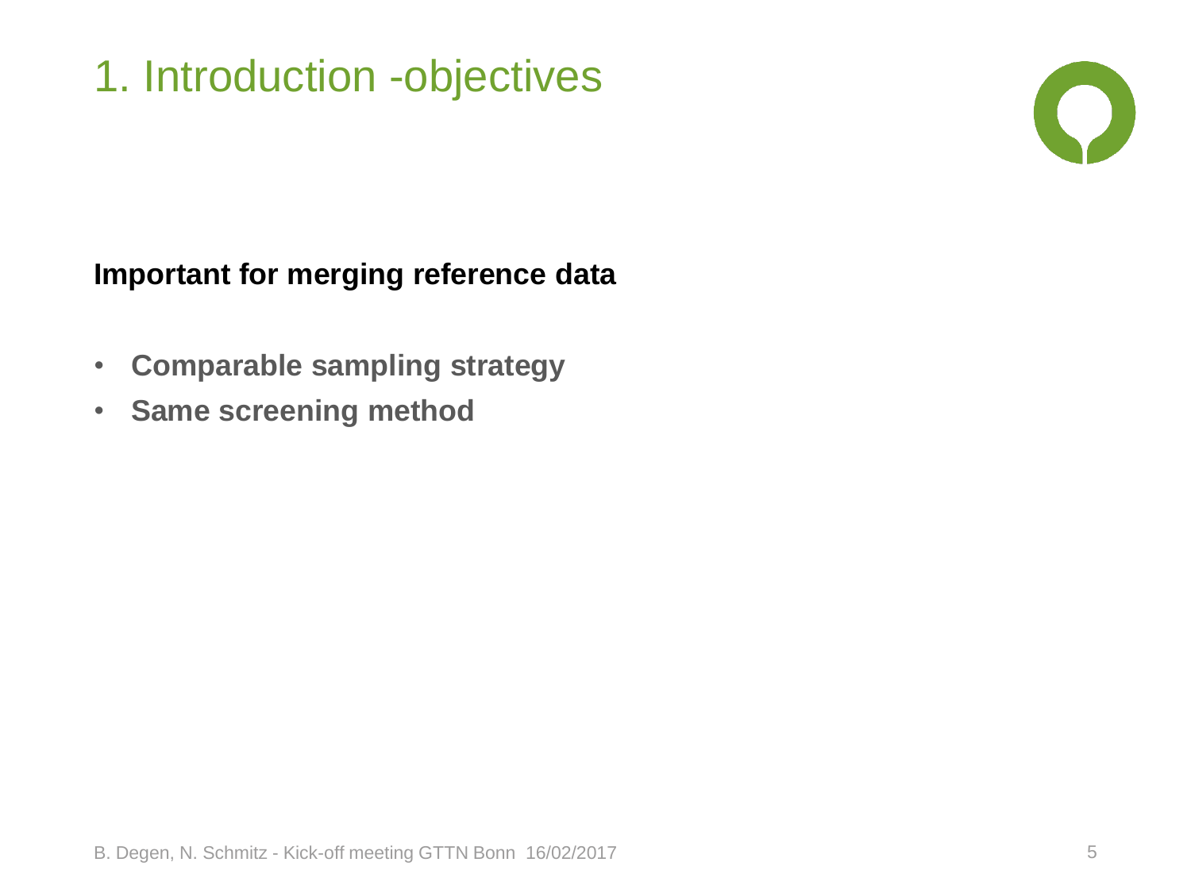# 1. Introduction -objectives

**Important for merging reference data**

- **Comparable sampling strategy**
- **Same screening method**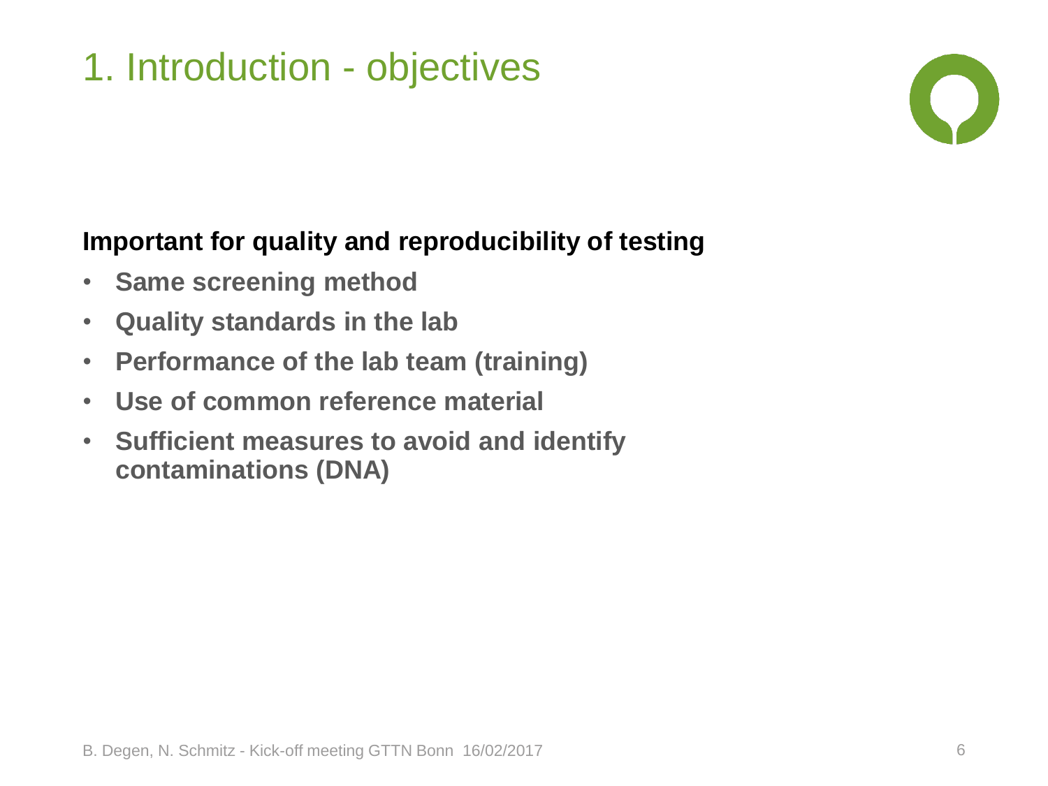# 1. Introduction - objectives

**Important for quality and reproducibility of testing**

- **Same screening method**
- **Quality standards in the lab**
- **Performance of the lab team (training)**
- **Use of common reference material**
- **Sufficient measures to avoid and identify contaminations (DNA)**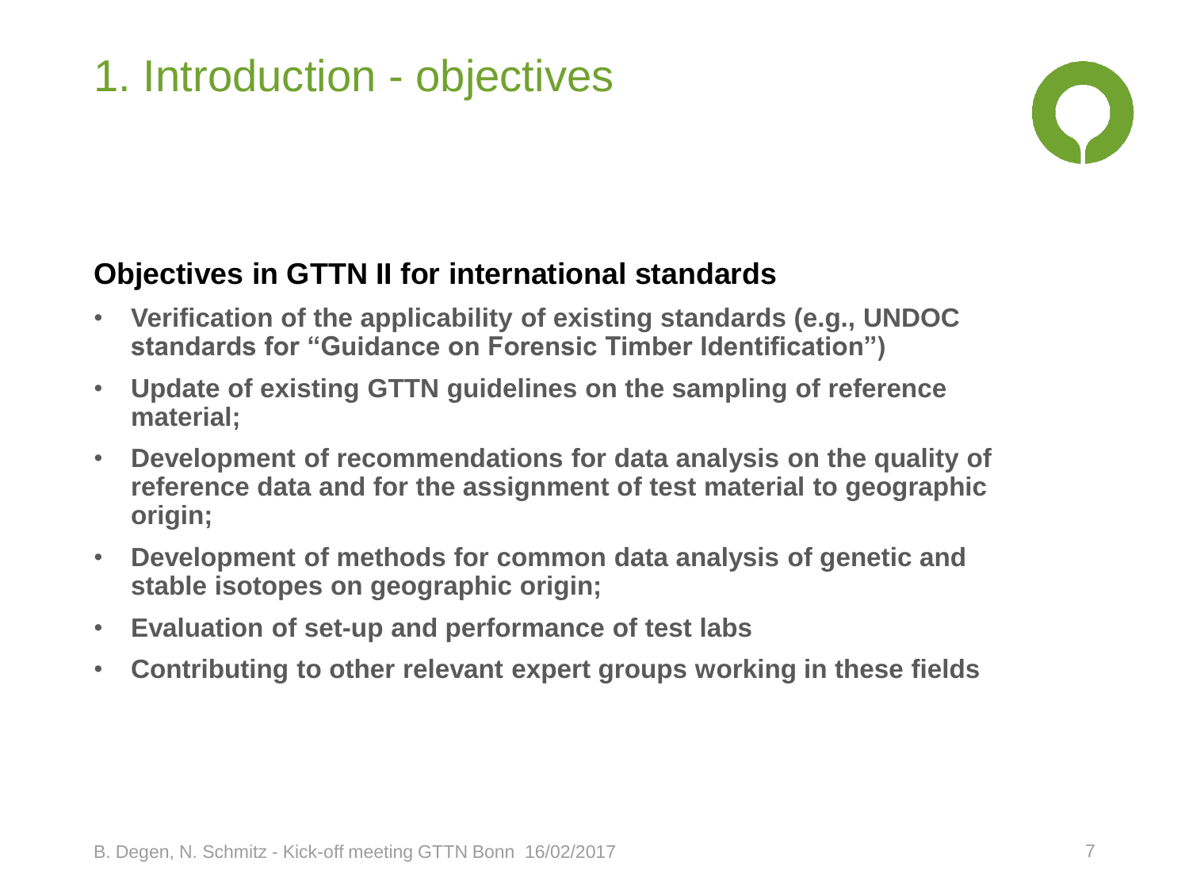# 1. Introduction - objectives

**Objectives in GTTN II for international standards**

- **Verification of the applicability of existing standards (e.g., UNDOC standards for "Guidance on Forensic Timber Identification")**
- **Update of existing GTTN guidelines on the sampling of reference material;**
- **Development of recommendations for data analysis on the quality of reference data and for the assignment of test material to geographic origin;**
- **Development of methods for common data analysis of genetic and stable isotopes on geographic origin;**
- **Evaluation of set-up and performance of test labs**
- **Contributing to other relevant expert groups working in these fields**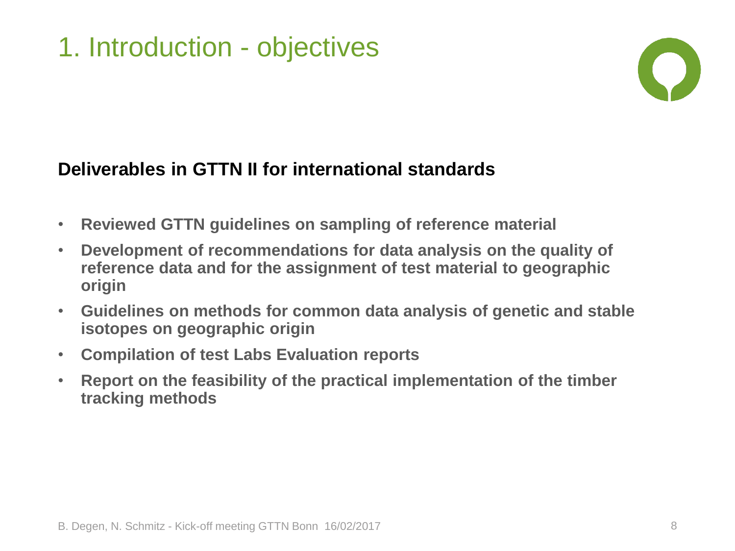# 1. Introduction - objectives

**Deliverables in GTTN II for international standards**

- **Reviewed GTTN guidelines on sampling of reference material**
- **Development of recommendations for data analysis on the quality of reference data and for the assignment of test material to geographic origin**
- **Guidelines on methods for common data analysis of genetic and stable isotopes on geographic origin**
- **Compilation of test Labs Evaluation reports**
- **Report on the feasibility of the practical implementation of the timber tracking methods**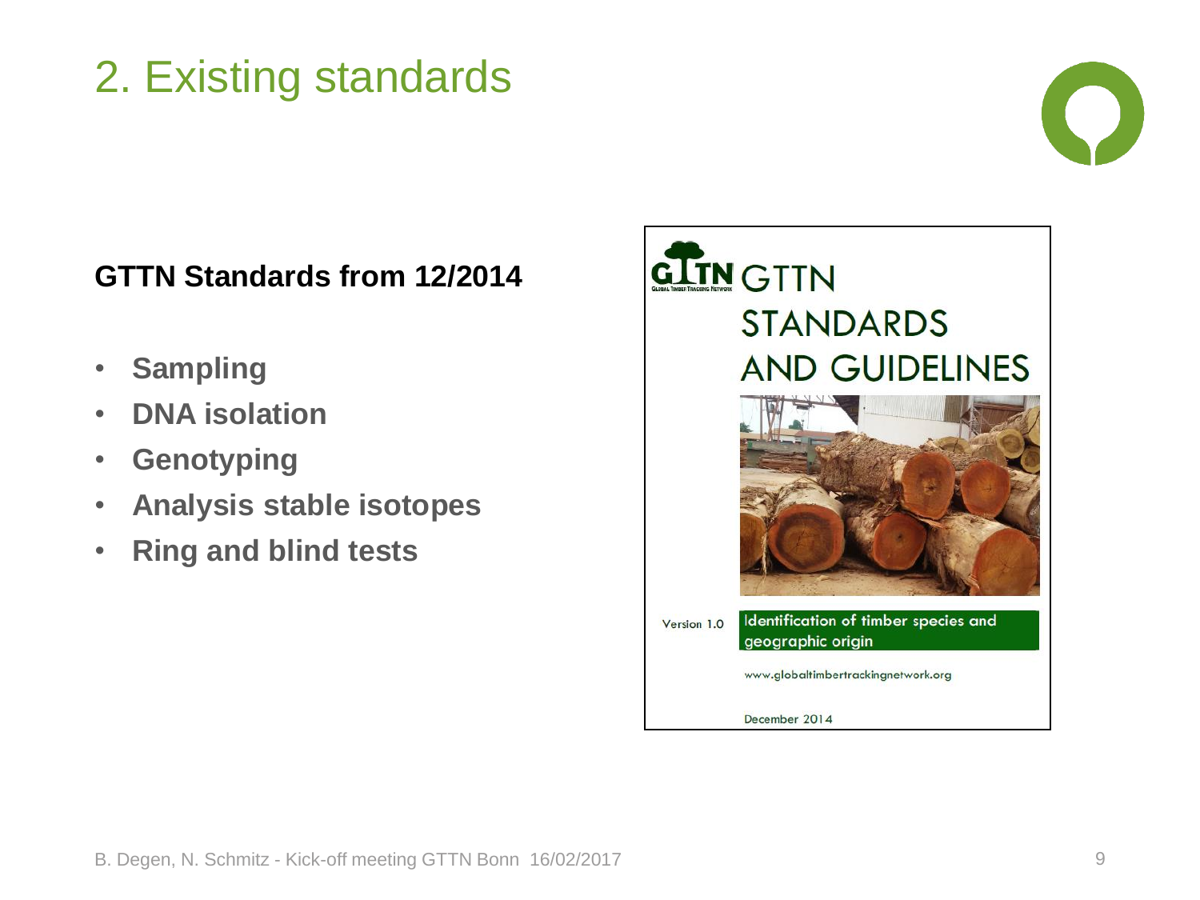# 2. Existing standards

**GTTN Standards from 12/2014**

- **Sampling**
- **DNA isolation**
- **Genotyping**
- **Analysis stable isotopes**
- **Ring and blind tests**

GTTN STANDARDS AND GUIDELINES

Version 1.0

Identification of timber species and geographic origin

www.globaltimbertrackingnetwork.org

December 2014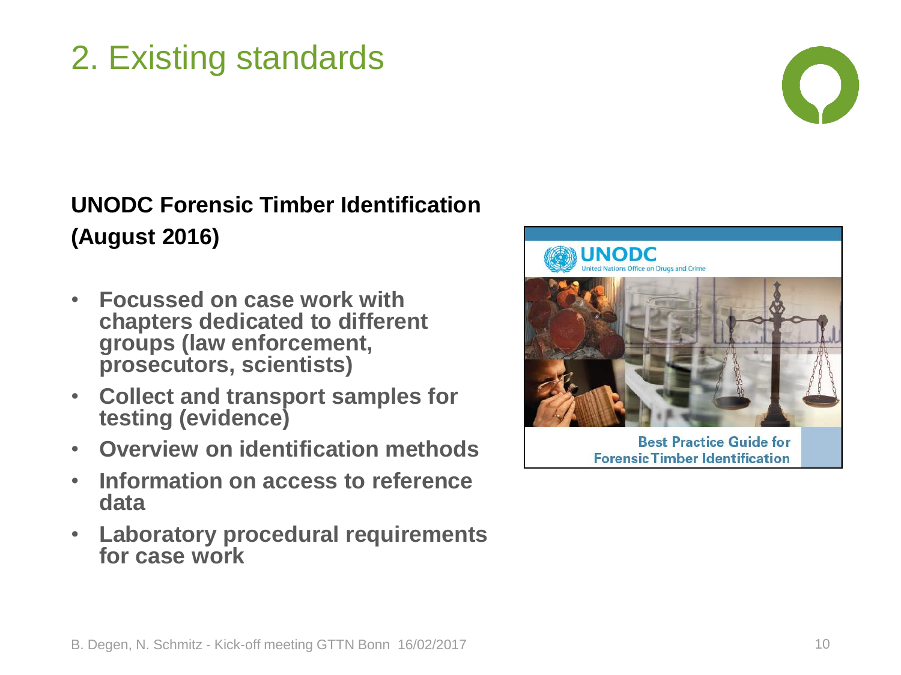# 2. Existing standards

**UNODC Forensic Timber Identification (August 2016)**

- **Focussed on case work with chapters dedicated to different groups (law enforcement, prosecutors, scientists)**
- **Collect and transport samples for testing (evidence)**
- **Overview on identification methods**
- **Information on access to reference data**
- **Laboratory procedural requirements for case work**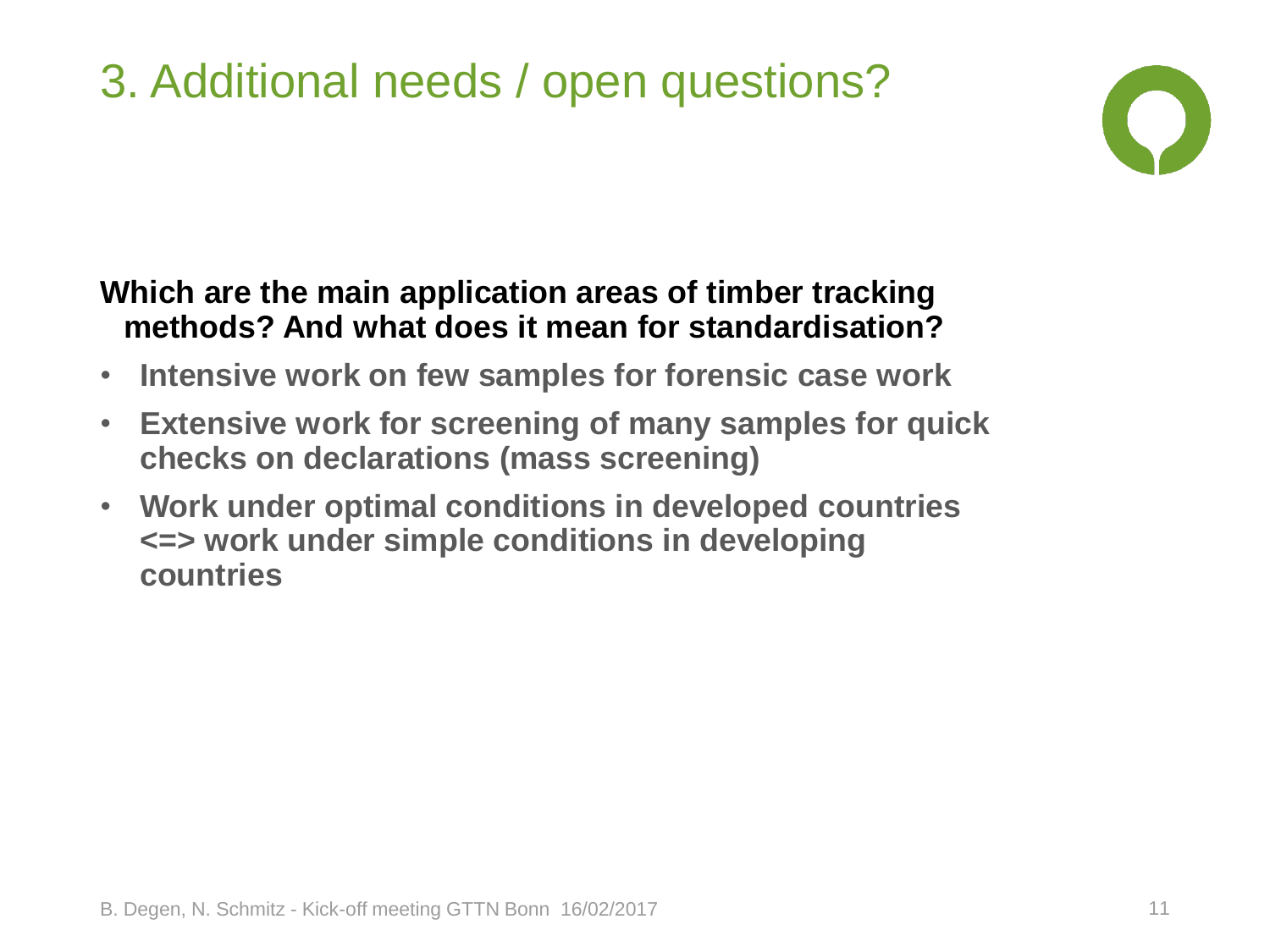# 3. Additional needs / open questions?

**Which are the main application areas of timber tracking methods? And what does it mean for standardisation?**

- **Intensive work on few samples for forensic case work**
- **Extensive work for screening of many samples for quick checks on declarations (mass screening)**
- **Work under optimal conditions in developed countries <=> work under simple conditions in developing countries**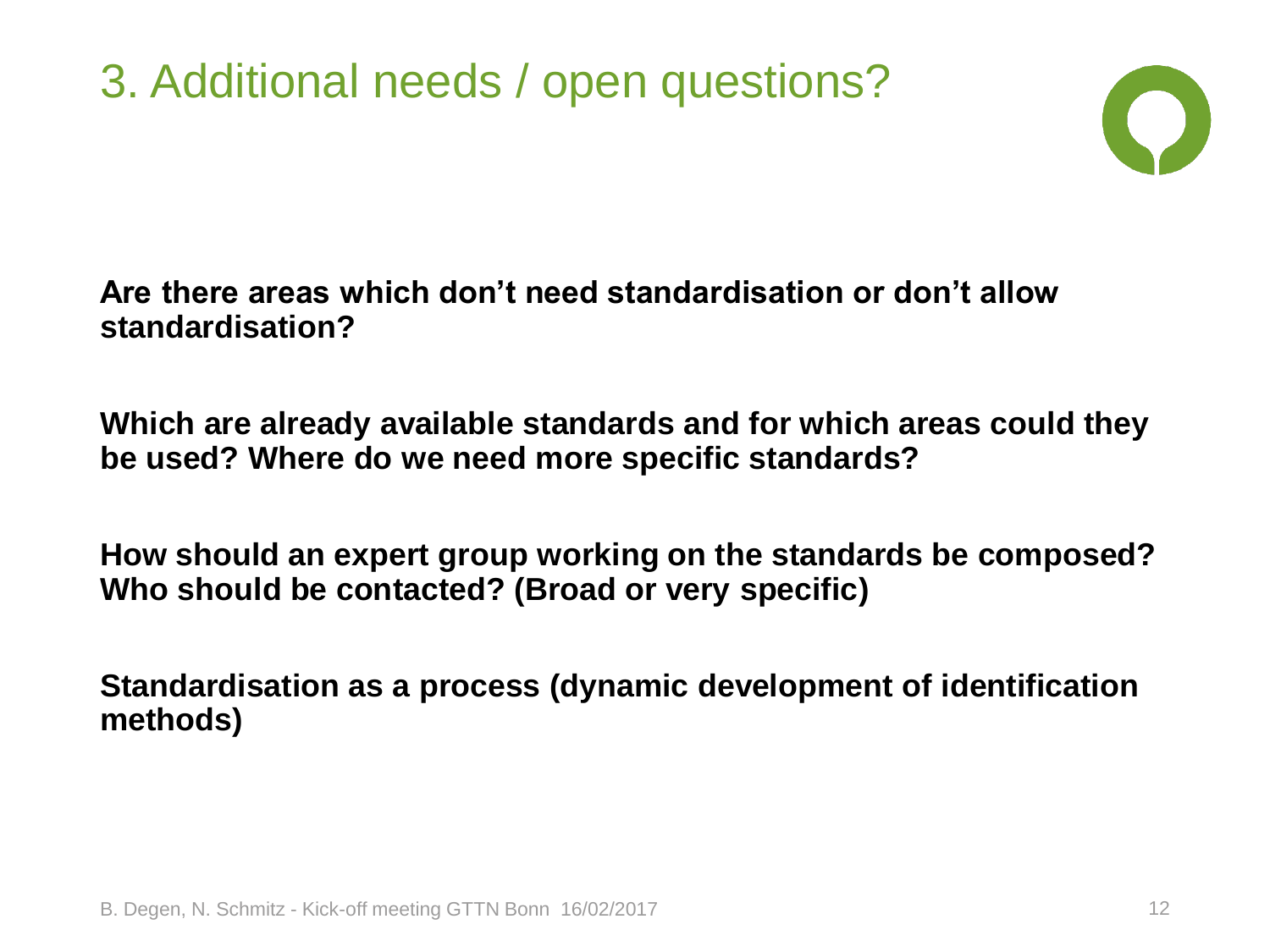# 3. Additional needs / open questions?

**Are there areas which don't need standardisation or don't allow standardisation?**

**Which are already available standards and for which areas could they be used? Where do we need more specific standards?**

**How should an expert group working on the standards be composed? Who should be contacted? (Broad or very specific)**

**Standardisation as a process (dynamic development of identification methods)**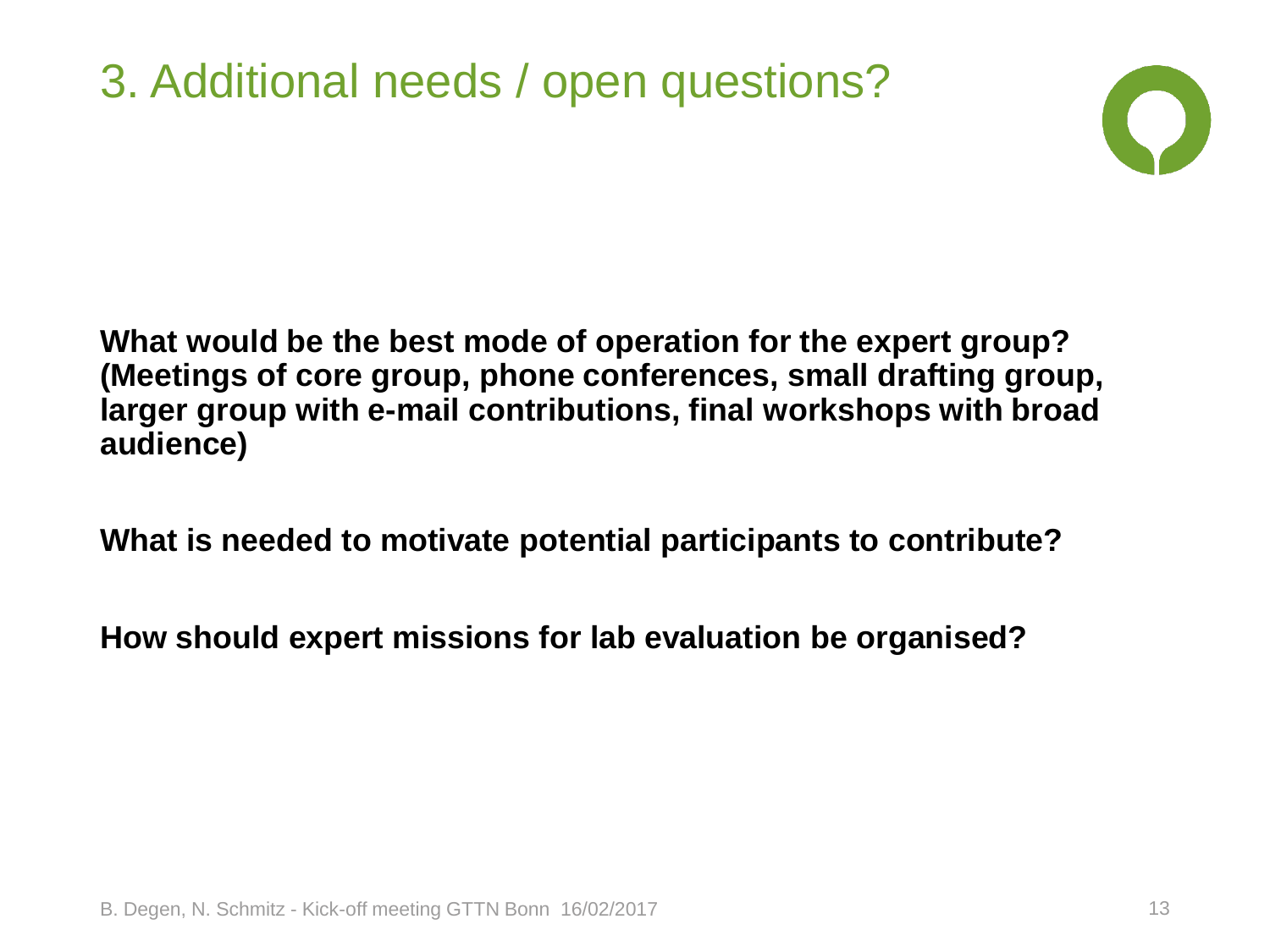# 3. Additional needs / open questions?

**What would be the best mode of operation for the expert group? (Meetings of core group, phone conferences, small drafting group, larger group with e-mail contributions, final workshops with broad audience)**

**What is needed to motivate potential participants to contribute?**

**How should expert missions for lab evaluation be organised?**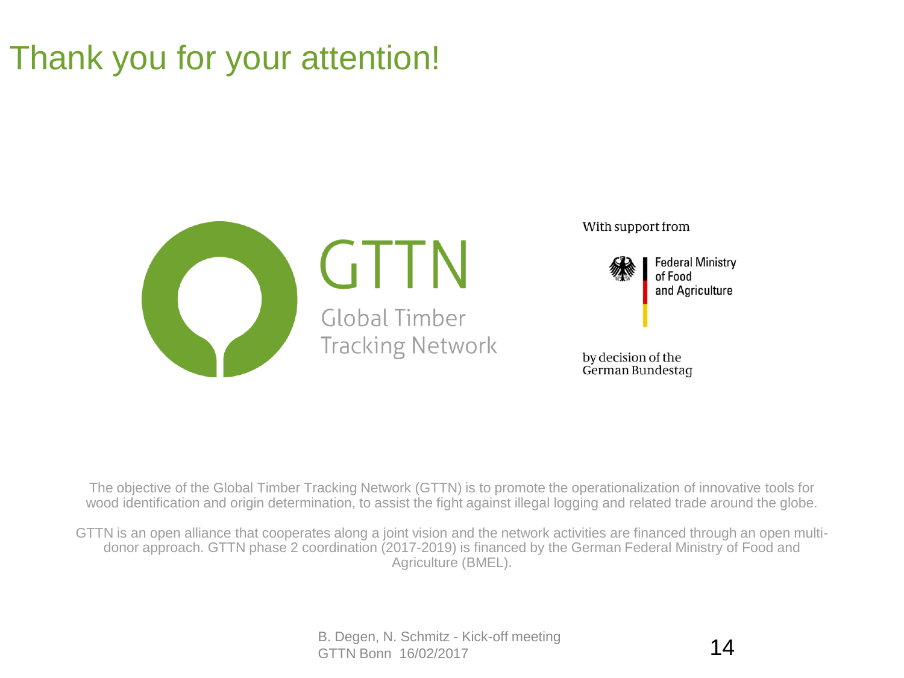# Thank you for your attention!

GTTN

Global Timber Tracking Network

With support from

Federal Ministry of Food and Agriculture

by decision of the German Bundestag

The objective of the Global Timber Tracking Network (GTTN) is to promote the operationalization of innovative tools for wood identification and origin determination, to assist the fight against illegal logging and related trade around the globe.

GTTN is an open alliance that cooperates along a joint vision and the network activities are financed through an open multi-donor approach. GTTN phase 2 coordination (2017-2019) is financed by the German Federal Ministry of Food and Agriculture (BMEL).